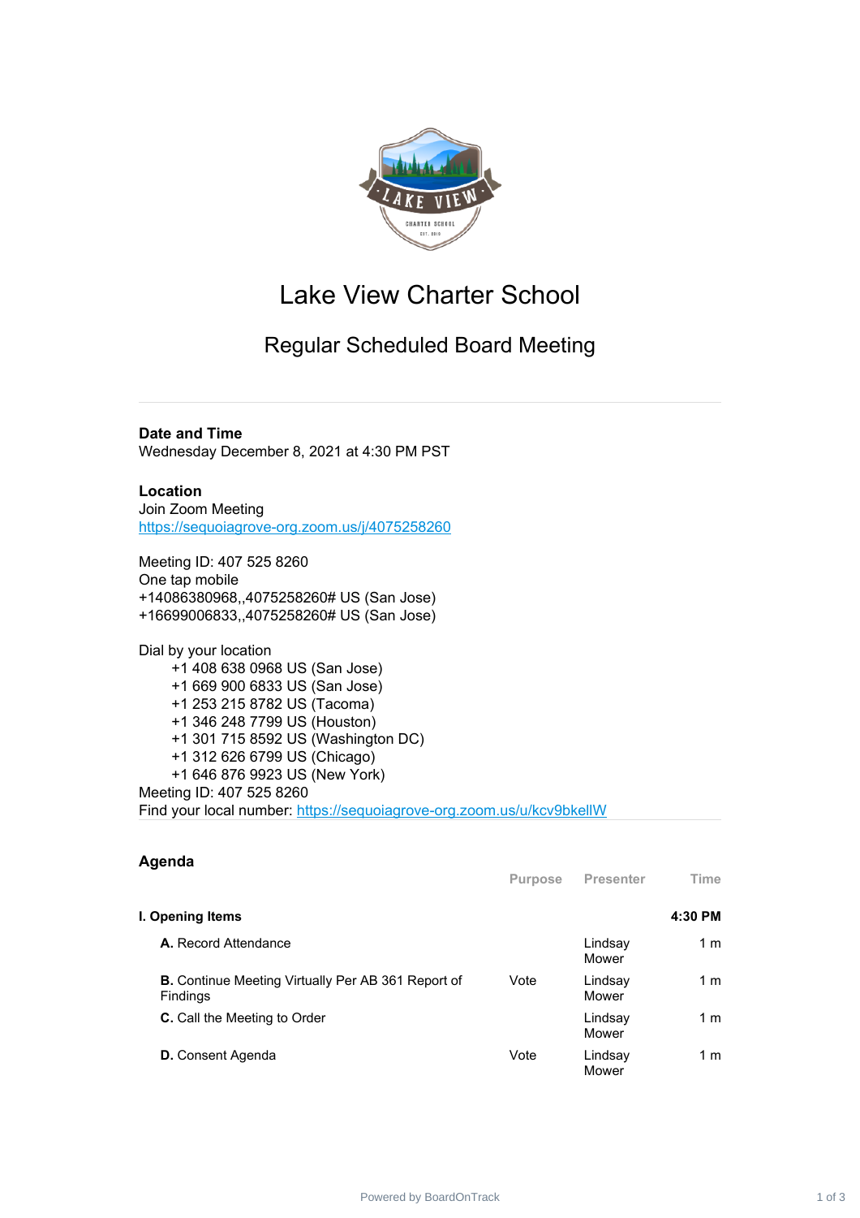# Lake View Charter School

## Regular Scheduled Board Meeting

**Date and Time**
Wednesday December 8, 2021 at 4:30 PM PST

**Location**
Join Zoom Meeting
https://sequoiagrove-org.zoom.us/j/4075258260

Meeting ID: 407 525 8260
One tap mobile
+14086380968,,4075258260# US (San Jose)
+16699006833,,4075258260# US (San Jose)

Dial by your location
+1 408 638 0968 US (San Jose)
+1 669 900 6833 US (San Jose)
+1 253 215 8782 US (Tacoma)
+1 346 248 7799 US (Houston)
+1 301 715 8592 US (Washington DC)
+1 312 626 6799 US (Chicago)
+1 646 876 9923 US (New York)
Meeting ID: 407 525 8260
Find your local number: https://sequoiagrove-org.zoom.us/u/kcv9bkellW

### Agenda

| | Purpose | Presenter | Time |
|---|---|---|---|
| **I. Opening Items** | | | **4:30 PM** |
| **A.** Record Attendance | | Lindsay Mower | 1 m |
| **B.** Continue Meeting Virtually Per AB 361 Report of Findings | Vote | Lindsay Mower | 1 m |
| **C.** Call the Meeting to Order | | Lindsay Mower | 1 m |
| **D.** Consent Agenda | Vote | Lindsay Mower | 1 m |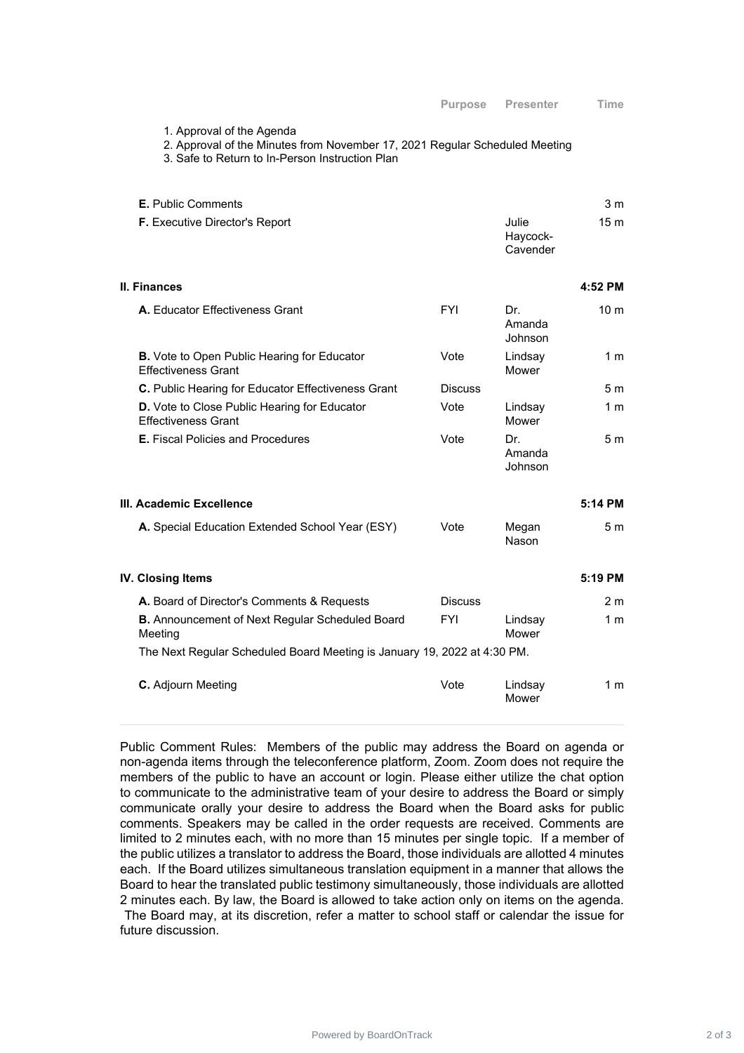| | Purpose | Presenter | Time |
|---|---|---|---|
| 1. Approval of the Agenda<br>2. Approval of the Minutes from November 17, 2021 Regular Scheduled Meeting<br>3. Safe to Return to In-Person Instruction Plan | | | |
| **E.** Public Comments | | | 3 m |
| **F.** Executive Director's Report | | Julie Haycock-Cavender | 15 m |
| **II. Finances** | | | **4:52 PM** |
| **A.** Educator Effectiveness Grant | FYI | Dr. Amanda Johnson | 10 m |
| **B.** Vote to Open Public Hearing for Educator Effectiveness Grant | Vote | Lindsay Mower | 1 m |
| **C.** Public Hearing for Educator Effectiveness Grant | Discuss | | 5 m |
| **D.** Vote to Close Public Hearing for Educator Effectiveness Grant | Vote | Lindsay Mower | 1 m |
| **E.** Fiscal Policies and Procedures | Vote | Dr. Amanda Johnson | 5 m |
| **III. Academic Excellence** | | | **5:14 PM** |
| **A.** Special Education Extended School Year (ESY) | Vote | Megan Nason | 5 m |
| **IV. Closing Items** | | | **5:19 PM** |
| **A.** Board of Director's Comments & Requests | Discuss | | 2 m |
| **B.** Announcement of Next Regular Scheduled Board Meeting | FYI | Lindsay Mower | 1 m |
| The Next Regular Scheduled Board Meeting is January 19, 2022 at 4:30 PM. | | | |
| **C.** Adjourn Meeting | Vote | Lindsay Mower | 1 m |

Public Comment Rules: Members of the public may address the Board on agenda or non-agenda items through the teleconference platform, Zoom. Zoom does not require the members of the public to have an account or login. Please either utilize the chat option to communicate to the administrative team of your desire to address the Board or simply communicate orally your desire to address the Board when the Board asks for public comments. Speakers may be called in the order requests are received. Comments are limited to 2 minutes each, with no more than 15 minutes per single topic. If a member of the public utilizes a translator to address the Board, those individuals are allotted 4 minutes each. If the Board utilizes simultaneous translation equipment in a manner that allows the Board to hear the translated public testimony simultaneously, those individuals are allotted 2 minutes each. By law, the Board is allowed to take action only on items on the agenda. The Board may, at its discretion, refer a matter to school staff or calendar the issue for future discussion.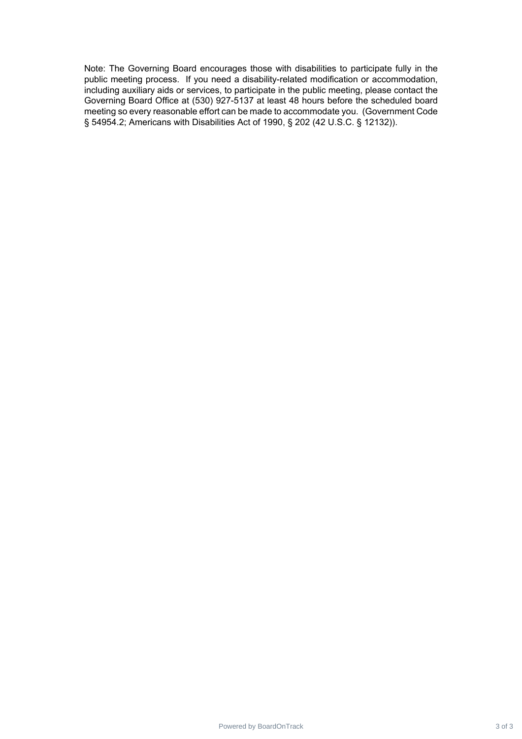Note: The Governing Board encourages those with disabilities to participate fully in the public meeting process. If you need a disability-related modification or accommodation, including auxiliary aids or services, to participate in the public meeting, please contact the Governing Board Office at (530) 927-5137 at least 48 hours before the scheduled board meeting so every reasonable effort can be made to accommodate you. (Government Code § 54954.2; Americans with Disabilities Act of 1990, § 202 (42 U.S.C. § 12132)).